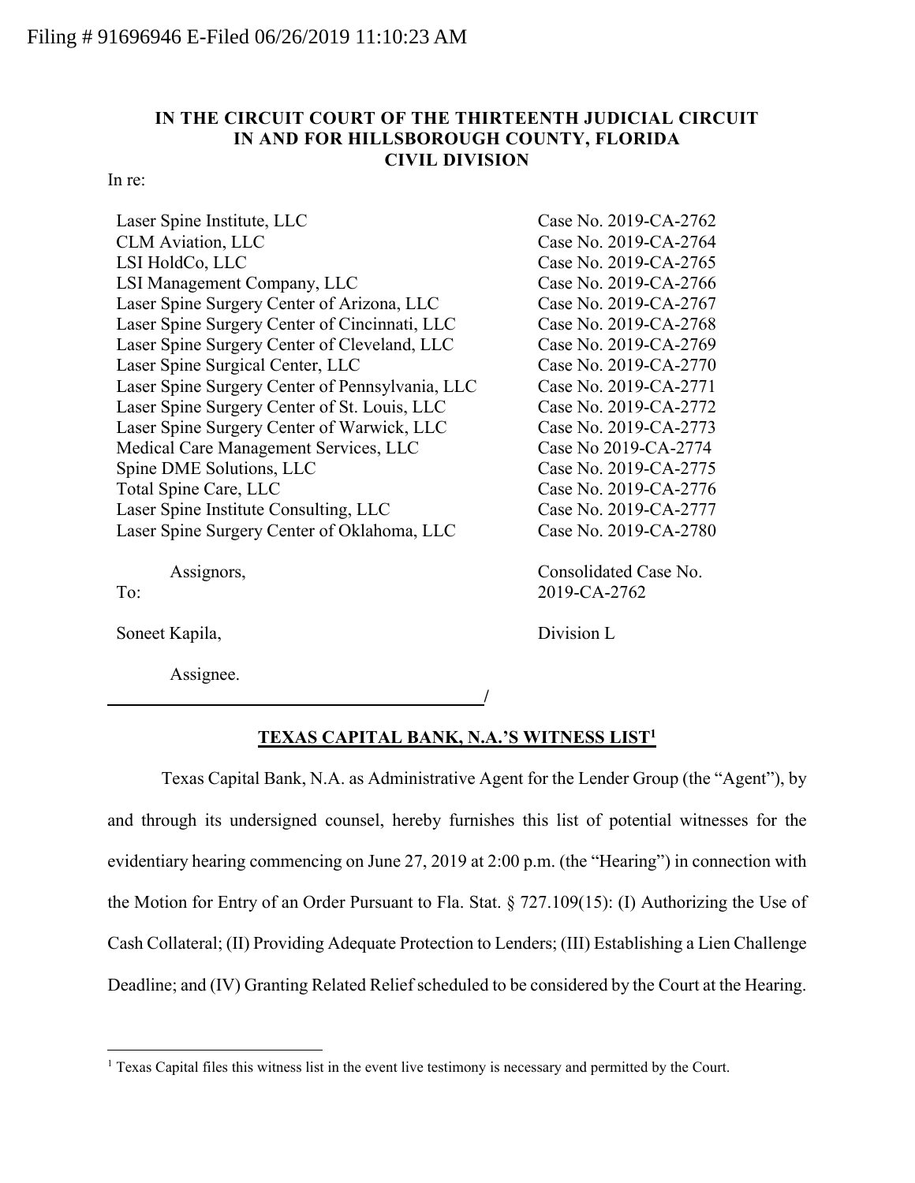Filing # 91696946 E-Filed 06/26/2019 11:10:23 AM

**IN THE CIRCUIT COURT OF THE THIRTEENTH JUDICIAL CIRCUIT**
**IN AND FOR HILLSBOROUGH COUNTY, FLORIDA**
**CIVIL DIVISION**

In re:

| | |
|---|---|
| Laser Spine Institute, LLC | Case No. 2019-CA-2762 |
| CLM Aviation, LLC | Case No. 2019-CA-2764 |
| LSI HoldCo, LLC | Case No. 2019-CA-2765 |
| LSI Management Company, LLC | Case No. 2019-CA-2766 |
| Laser Spine Surgery Center of Arizona, LLC | Case No. 2019-CA-2767 |
| Laser Spine Surgery Center of Cincinnati, LLC | Case No. 2019-CA-2768 |
| Laser Spine Surgery Center of Cleveland, LLC | Case No. 2019-CA-2769 |
| Laser Spine Surgical Center, LLC | Case No. 2019-CA-2770 |
| Laser Spine Surgery Center of Pennsylvania, LLC | Case No. 2019-CA-2771 |
| Laser Spine Surgery Center of St. Louis, LLC | Case No. 2019-CA-2772 |
| Laser Spine Surgery Center of Warwick, LLC | Case No. 2019-CA-2773 |
| Medical Care Management Services, LLC | Case No 2019-CA-2774 |
| Spine DME Solutions, LLC | Case No. 2019-CA-2775 |
| Total Spine Care, LLC | Case No. 2019-CA-2776 |
| Laser Spine Institute Consulting, LLC | Case No. 2019-CA-2777 |
| Laser Spine Surgery Center of Oklahoma, LLC | Case No. 2019-CA-2780 |

Assignors,
To:

Soneet Kapila,

Assignee.

Consolidated Case No. 2019-CA-2762

Division L

/

## TEXAS CAPITAL BANK, N.A.'S WITNESS LIST[1]

Texas Capital Bank, N.A. as Administrative Agent for the Lender Group (the "Agent"), by and through its undersigned counsel, hereby furnishes this list of potential witnesses for the evidentiary hearing commencing on June 27, 2019 at 2:00 p.m. (the "Hearing") in connection with the Motion for Entry of an Order Pursuant to Fla. Stat. § 727.109(15): (I) Authorizing the Use of Cash Collateral; (II) Providing Adequate Protection to Lenders; (III) Establishing a Lien Challenge Deadline; and (IV) Granting Related Relief scheduled to be considered by the Court at the Hearing.

[1] Texas Capital files this witness list in the event live testimony is necessary and permitted by the Court.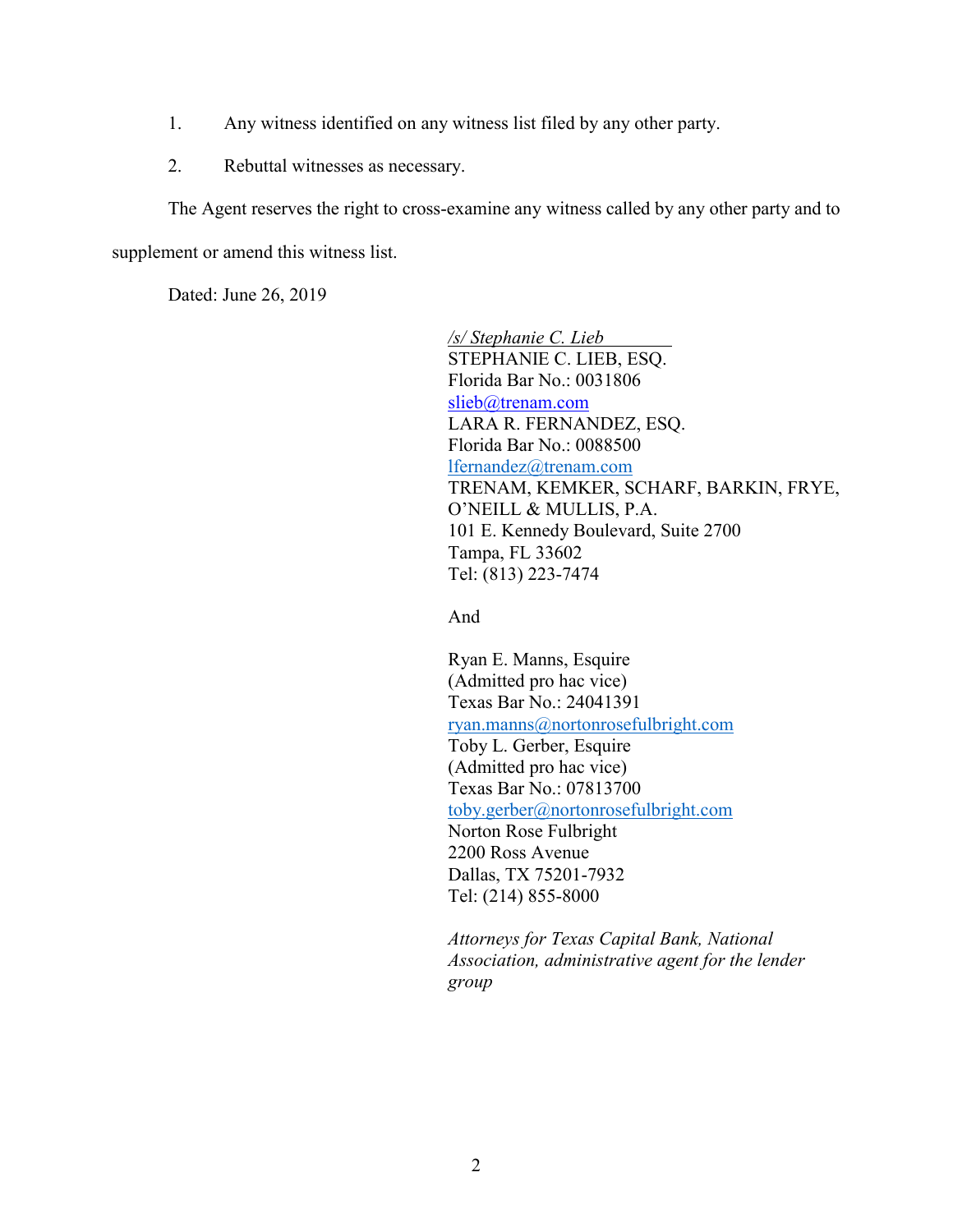1. Any witness identified on any witness list filed by any other party.

2. Rebuttal witnesses as necessary.

The Agent reserves the right to cross-examine any witness called by any other party and to supplement or amend this witness list.

Dated: June 26, 2019

*/s/ Stephanie C. Lieb*
STEPHANIE C. LIEB, ESQ.
Florida Bar No.: 0031806
slieb@trenam.com
LARA R. FERNANDEZ, ESQ.
Florida Bar No.: 0088500
lfernandez@trenam.com
TRENAM, KEMKER, SCHARF, BARKIN, FRYE, O'NEILL & MULLIS, P.A.
101 E. Kennedy Boulevard, Suite 2700
Tampa, FL 33602
Tel: (813) 223-7474

And

Ryan E. Manns, Esquire
(Admitted pro hac vice)
Texas Bar No.: 24041391
ryan.manns@nortonrosefulbright.com
Toby L. Gerber, Esquire
(Admitted pro hac vice)
Texas Bar No.: 07813700
toby.gerber@nortonrosefulbright.com
Norton Rose Fulbright
2200 Ross Avenue
Dallas, TX 75201-7932
Tel: (214) 855-8000

*Attorneys for Texas Capital Bank, National Association, administrative agent for the lender group*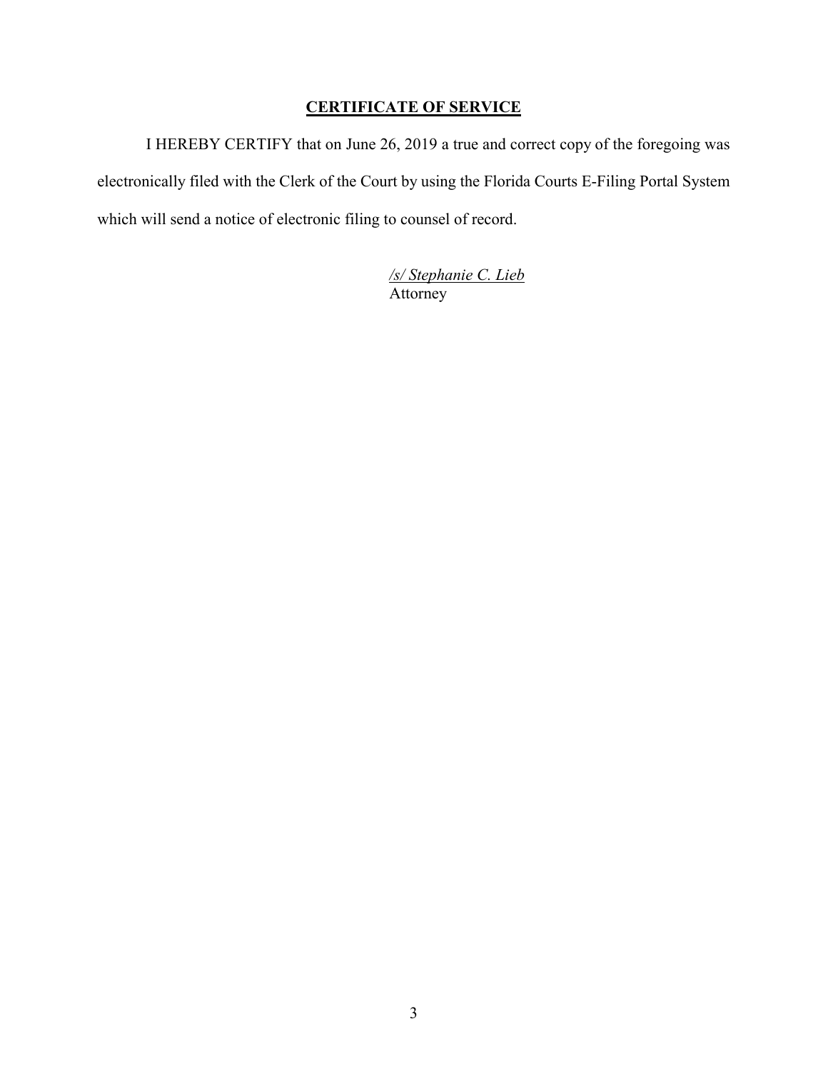## **CERTIFICATE OF SERVICE**

I HEREBY CERTIFY that on June 26, 2019 a true and correct copy of the foregoing was electronically filed with the Clerk of the Court by using the Florida Courts E-Filing Portal System which will send a notice of electronic filing to counsel of record.

*/s/ Stephanie C. Lieb*
Attorney